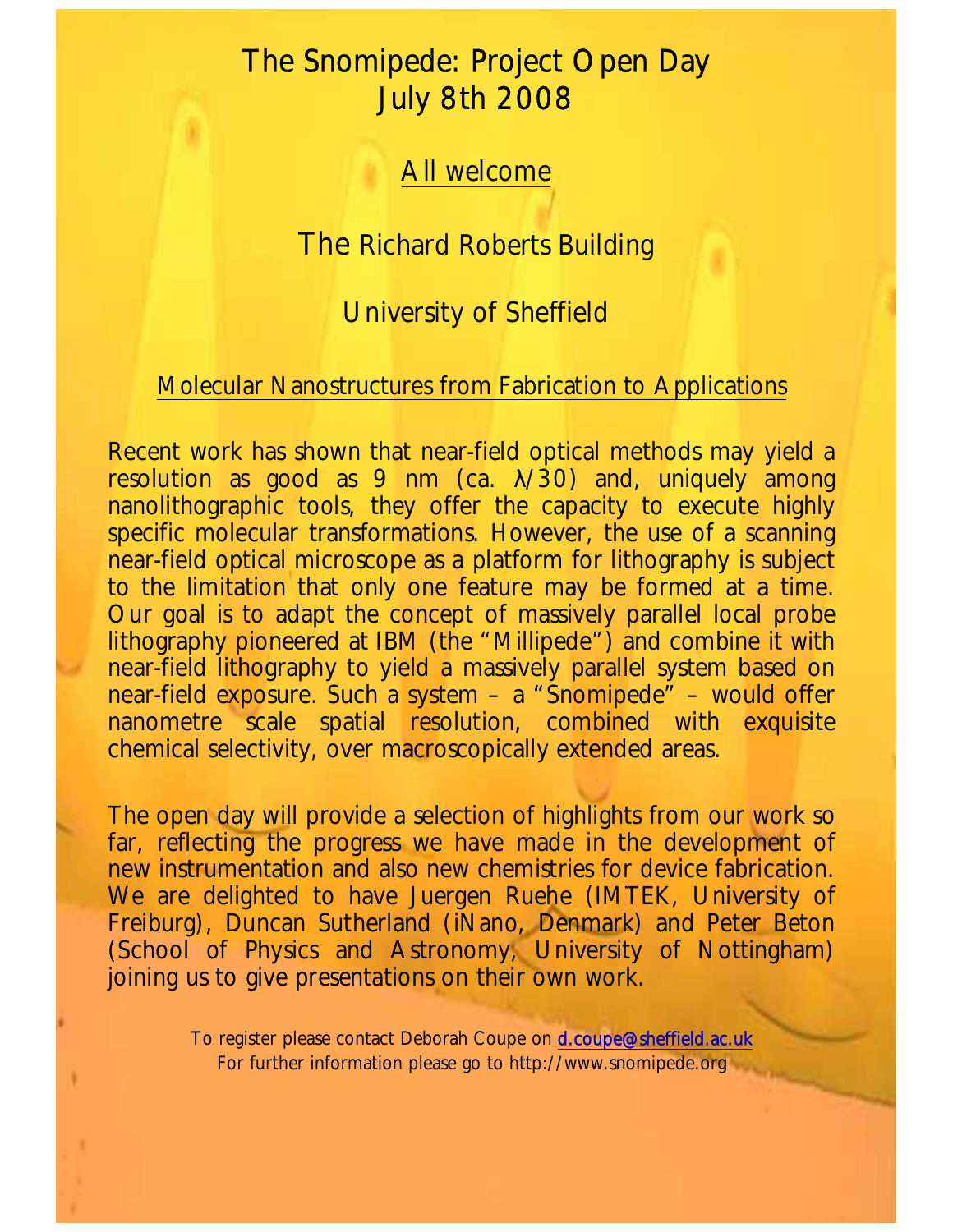# The Snomipede: Project Open Day
# July 8th 2008

## All welcome

## The Richard Roberts Building

## University of Sheffield

### Molecular Nanostructures from Fabrication to Applications

Recent work has shown that near-field optical methods may yield a resolution as good as 9 nm (ca. $\lambda/30$) and, uniquely among nanolithographic tools, they offer the capacity to execute highly specific molecular transformations. However, the use of a scanning near-field optical microscope as a platform for lithography is subject to the limitation that only one feature may be formed at a time. Our goal is to adapt the concept of massively parallel local probe lithography pioneered at IBM (the "Millipede") and combine it with near-field lithography to yield a massively parallel system based on near-field exposure. Such a system – a "Snomipede" – would offer nanometre scale spatial resolution, combined with exquisite chemical selectivity, over macroscopically extended areas.

The open day will provide a selection of highlights from our work so far, reflecting the progress we have made in the development of new instrumentation and also new chemistries for device fabrication. We are delighted to have Juergen Ruehe (IMTEK, University of Freiburg), Duncan Sutherland (iNano, Denmark) and Peter Beton (School of Physics and Astronomy, University of Nottingham) joining us to give presentations on their own work.

To register please contact Deborah Coupe on d.coupe@sheffield.ac.uk

For further information please go to http://www.snomipede.org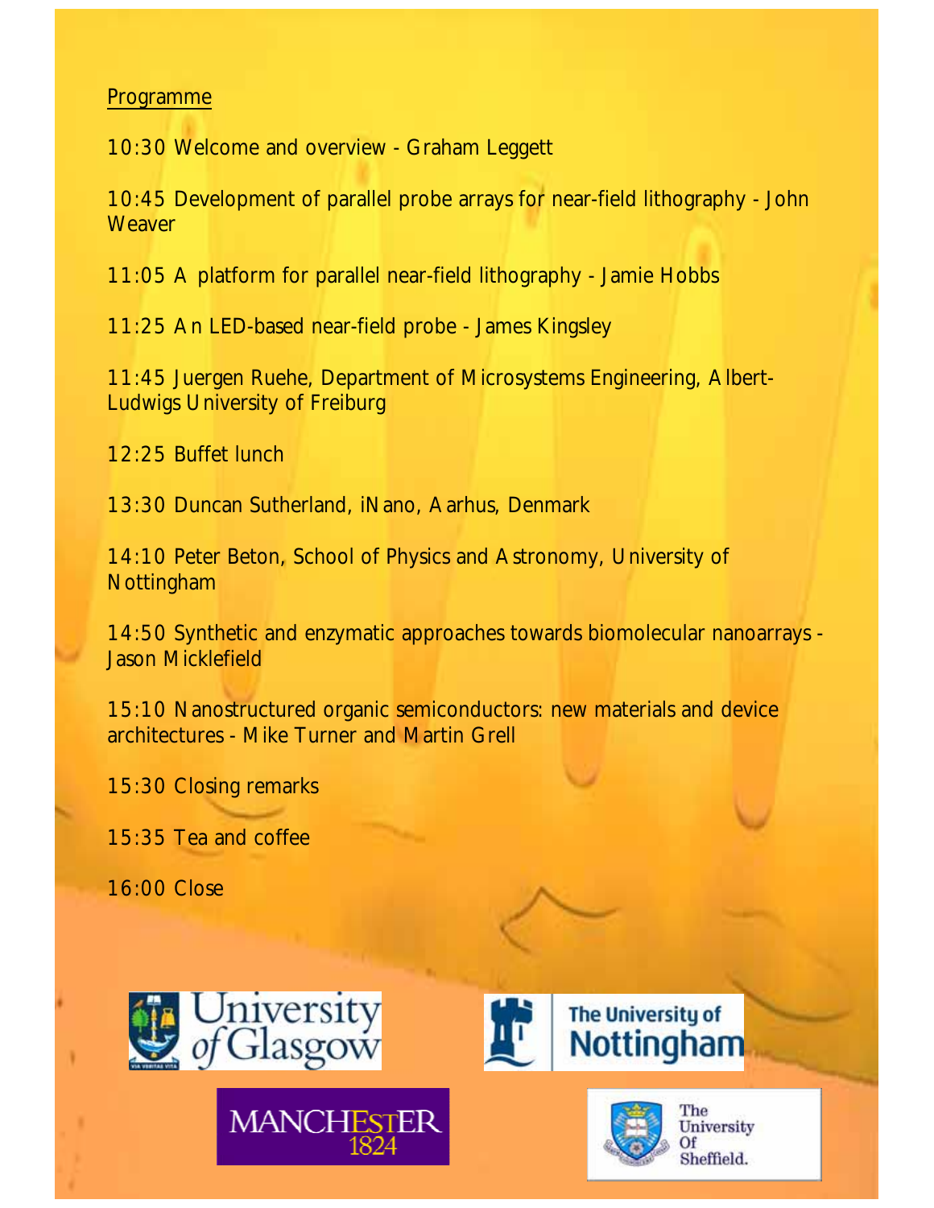Programme

10:30 Welcome and overview - Graham Leggett

10:45 Development of parallel probe arrays for near-field lithography - John Weaver

11:05 A platform for parallel near-field lithography - Jamie Hobbs

11:25 An LED-based near-field probe - James Kingsley

11:45 Juergen Ruehe, Department of Microsystems Engineering, Albert-Ludwigs University of Freiburg

12:25 Buffet lunch

13:30 Duncan Sutherland, iNano, Aarhus, Denmark

14:10 Peter Beton, School of Physics and Astronomy, University of Nottingham

14:50 Synthetic and enzymatic approaches towards biomolecular nanoarrays - Jason Micklefield

15:10 Nanostructured organic semiconductors: new materials and device architectures - Mike Turner and Martin Grell

15:30 Closing remarks

15:35 Tea and coffee

16:00 Close

University of Glasgow

The University of Nottingham

MANCHESTER 1824

The University Of Sheffield.